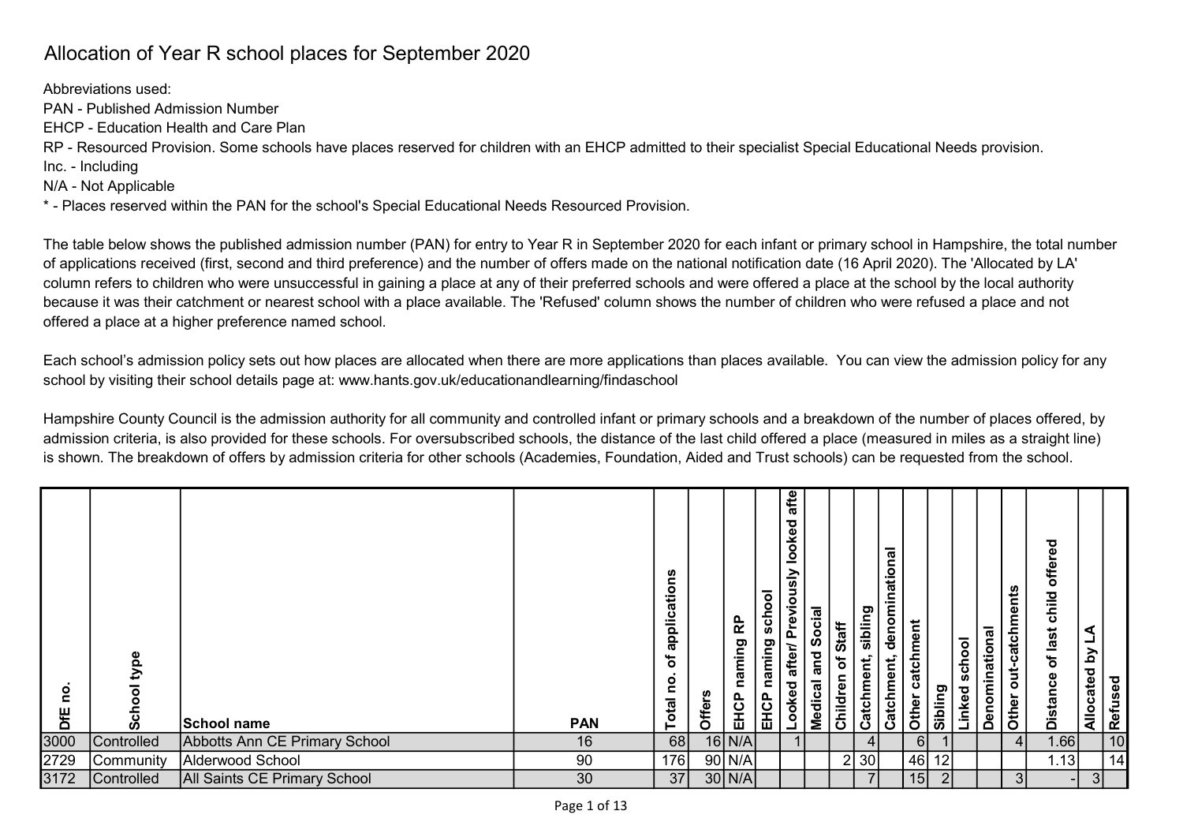# Allocation of Year R school places for September 2020

Abbreviations used:

PAN - Published Admission Number

EHCP - Education Health and Care Plan

RP - Resourced Provision. Some schools have places reserved for children with an EHCP admitted to their specialist Special Educational Needs provision.

Inc. - Including

N/A - Not Applicable

* - Places reserved within the PAN for the school's Special Educational Needs Resourced Provision.

The table below shows the published admission number (PAN) for entry to Year R in September 2020 for each infant or primary school in Hampshire, the total number of applications received (first, second and third preference) and the number of offers made on the national notification date (16 April 2020). The 'Allocated by LA' column refers to children who were unsuccessful in gaining a place at any of their preferred schools and were offered a place at the school by the local authority because it was their catchment or nearest school with a place available. The 'Refused' column shows the number of children who were refused a place and not offered a place at a higher preference named school.

Each school's admission policy sets out how places are allocated when there are more applications than places available. You can view the admission policy for any school by visiting their school details page at: www.hants.gov.uk/educationandlearning/findaschool

Hampshire County Council is the admission authority for all community and controlled infant or primary schools and a breakdown of the number of places offered, by admission criteria, is also provided for these schools. For oversubscribed schools, the distance of the last child offered a place (measured in miles as a straight line) is shown. The breakdown of offers by admission criteria for other schools (Academies, Foundation, Aided and Trust schools) can be requested from the school.

| DfE no. | School type | School name | PAN | Total no. of applications | Offers | EHCP naming RP | EHCP naming school | Looked after/ Previously looked afte | Medical and Social | Children of Staff | Catchment, sibling | Catchment, denominational | Other catchment | Sibling | Linked school | Denominational | Other out-catchments | Distance of last child offered | Allocated by LA | Refused |
|---|---|---|---|---|---|---|---|---|---|---|---|---|---|---|---|---|---|---|---|---|
| 3000 | Controlled | Abbotts Ann CE Primary School | 16 | 68 | 16 | N/A | | 1 | | | 4 | | 6 | 1 | | | 4 | 1.66 | | 10 |
| 2729 | Community | Alderwood School | 90 | 176 | 90 | N/A | | | | 2 | 30 | | 46 | 12 | | | | 1.13 | | 14 |
| 3172 | Controlled | All Saints CE Primary School | 30 | 37 | 30 | N/A | | | | | 7 | | 15 | 2 | | | 3 | - | 3 | |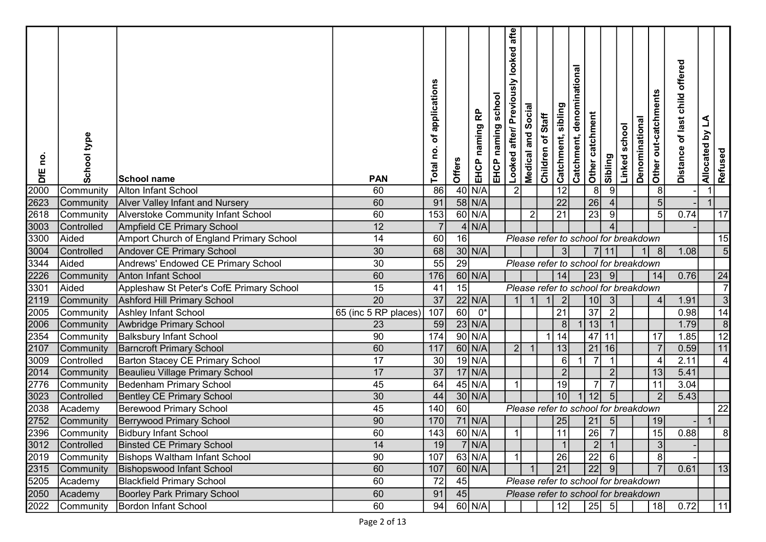| DfE no. | School type | School name | PAN | Total no. of applications | Offers | EHCP naming RP | EHCP naming school | Looked after/ Previously looked afte | Medical and Social | Children of Staff | Catchment, sibling | Catchment, denominational | Other catchment | Sibling | Linked school | Denominational | Other out-catchments | Distance of last child offered | Allocated by LA | Refused |
|---|---|---|---|---|---|---|---|---|---|---|---|---|---|---|---|---|---|---|---|---|
| 2000 | Community | Alton Infant School | 60 | 86 | 40 | N/A | | 2 | | | 12 | | 8 | 9 | | | 8 | - | 1 | |
| 2623 | Community | Alver Valley Infant and Nursery | 60 | 91 | 58 | N/A | | | | | 22 | | 26 | 4 | | | 5 | - | 1 | |
| 2618 | Community | Alverstoke Community Infant School | 60 | 153 | 60 | N/A | | | 2 | | 21 | | 23 | 9 | | | 5 | 0.74 | | 17 |
| 3003 | Controlled | Ampfield CE Primary School | 12 | 7 | 4 | N/A | | | | | | | | 4 | | | | - | | |
| 3300 | Aided | Amport Church of England Primary School | 14 | 60 | 16 | *Please refer to school for breakdown* | | | | | | | | | | | | | | 15 |
| 3004 | Controlled | Andover CE Primary School | 30 | 68 | 30 | N/A | | | | | 3 | | 7 | 11 | | 1 | 8 | 1.08 | | 5 |
| 3344 | Aided | Andrews' Endowed CE Primary School | 30 | 55 | 29 | *Please refer to school for breakdown* | | | | | | | | | | | | | | |
| 2226 | Community | Anton Infant School | 60 | 176 | 60 | N/A | | | | | 14 | | 23 | 9 | | | 14 | 0.76 | | 24 |
| 3301 | Aided | Appleshaw St Peter's CofE Primary School | 15 | 41 | 15 | *Please refer to school for breakdown* | | | | | | | | | | | | | | 7 |
| 2119 | Community | Ashford Hill Primary School | 20 | 37 | 22 | N/A | | 1 | 1 | 1 | 2 | | 10 | 3 | | | 4 | 1.91 | | 3 |
| 2005 | Community | Ashley Infant School | 65 (inc 5 RP places) | 107 | 60 | 0* | | | | | 21 | | 37 | 2 | | | | 0.98 | | 14 |
| 2006 | Community | Awbridge Primary School | 23 | 59 | 23 | N/A | | | | | 8 | 1 | 13 | 1 | | | | 1.79 | | 8 |
| 2354 | Community | Balksbury Infant School | 90 | 174 | 90 | N/A | | | | 1 | 14 | | 47 | 11 | | | 17 | 1.85 | | 12 |
| 2107 | Community | Barncroft Primary School | 60 | 117 | 60 | N/A | | 2 | 1 | | 13 | | 21 | 16 | | | 7 | 0.59 | | 11 |
| 3009 | Controlled | Barton Stacey CE Primary School | 17 | 30 | 19 | N/A | | | | | 6 | 1 | 7 | 1 | | | 4 | 2.11 | | 4 |
| 2014 | Community | Beaulieu Village Primary School | 17 | 37 | 17 | N/A | | | | | 2 | | | 2 | | | 13 | 5.41 | | |
| 2776 | Community | Bedenham Primary School | 45 | 64 | 45 | N/A | | 1 | | | 19 | | 7 | 7 | | | 11 | 3.04 | | |
| 3023 | Controlled | Bentley CE Primary School | 30 | 44 | 30 | N/A | | | | | 10 | 1 | 12 | 5 | | | 2 | 5.43 | | |
| 2038 | Academy | Berewood Primary School | 45 | 140 | 60 | *Please refer to school for breakdown* | | | | | | | | | | | | | | 22 |
| 2752 | Community | Berrywood Primary School | 90 | 170 | 71 | N/A | | | | | 25 | | 21 | 5 | | | 19 | - | 1 | |
| 2396 | Community | Bidbury Infant School | 60 | 143 | 60 | N/A | | 1 | | | 11 | | 26 | 7 | | | 15 | 0.88 | | 8 |
| 3012 | Controlled | Binsted CE Primary School | 14 | 19 | 7 | N/A | | | | | 1 | | 2 | 1 | | | 3 | - | | |
| 2019 | Community | Bishops Waltham Infant School | 90 | 107 | 63 | N/A | | 1 | | | 26 | | 22 | 6 | | | 8 | - | | |
| 2315 | Community | Bishopswood Infant School | 60 | 107 | 60 | N/A | | | 1 | | 21 | | 22 | 9 | | | 7 | 0.61 | | 13 |
| 5205 | Academy | Blackfield Primary School | 60 | 72 | 45 | *Please refer to school for breakdown* | | | | | | | | | | | | | | |
| 2050 | Academy | Boorley Park Primary School | 60 | 91 | 45 | *Please refer to school for breakdown* | | | | | | | | | | | | | | |
| 2022 | Community | Bordon Infant School | 60 | 94 | 60 | N/A | | | | | 12 | | 25 | 5 | | | 18 | 0.72 | | 11 |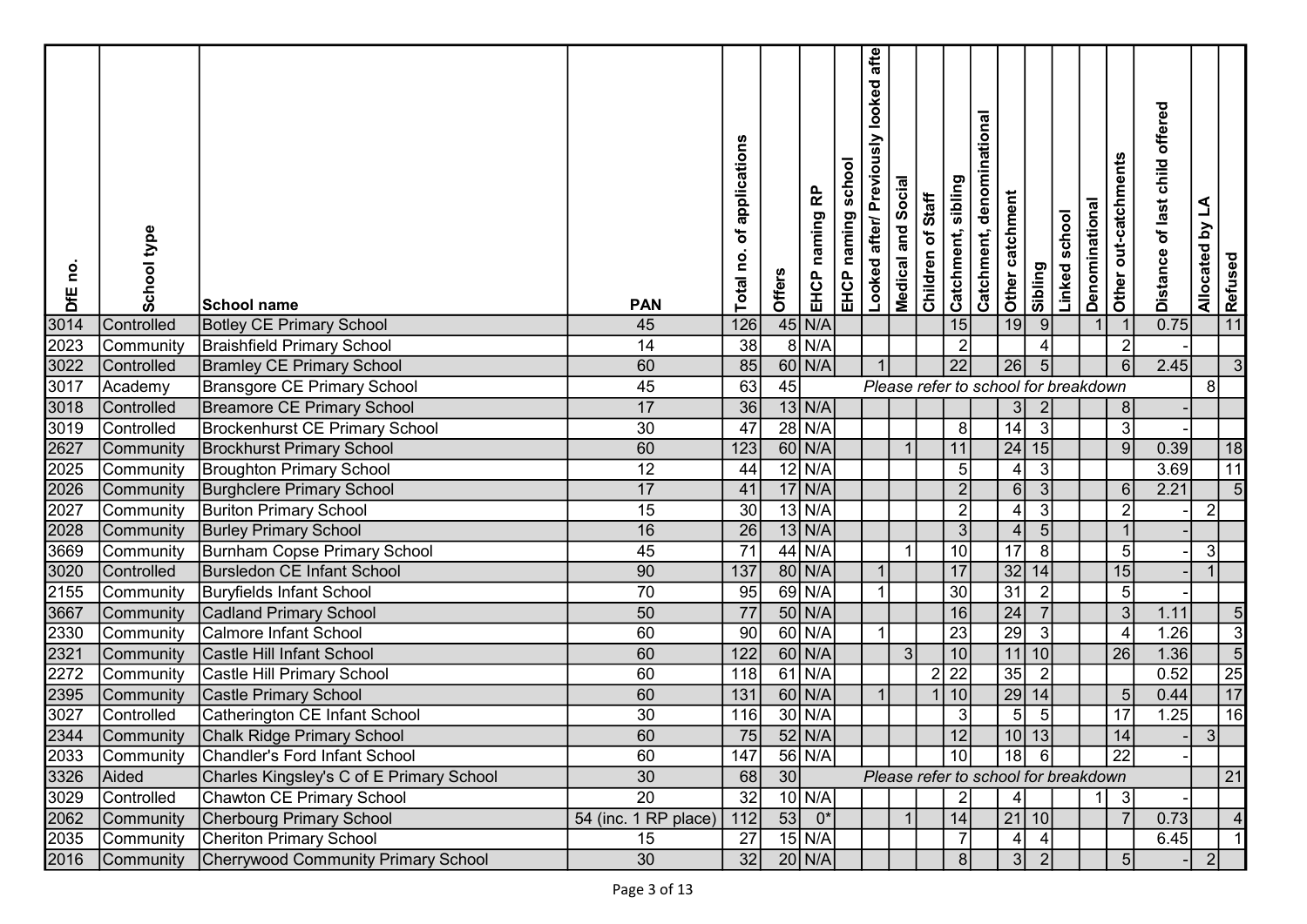| DfE no. | School type | School name | PAN | Total no. of applications | Offers | EHCP naming RP | EHCP naming school | Looked after/ Previously looked afte | Medical and Social | Children of Staff | Catchment, sibling | Catchment, denominational | Other catchment | Sibling | Linked school | Denominational | Other out-catchments | Distance of last child offered | Allocated by LA | Refused |
|---|---|---|---|---|---|---|---|---|---|---|---|---|---|---|---|---|---|---|---|---|
| 3014 | Controlled | Botley CE Primary School | 45 | 126 | 45 | N/A | | | | | 15 | | 19 | 9 | | 1 | 1 | 0.75 | | 11 |
| 2023 | Community | Braishfield Primary School | 14 | 38 | 8 | N/A | | | | | 2 | | | 4 | | | 2 | - | | |
| 3022 | Controlled | Bramley CE Primary School | 60 | 85 | 60 | N/A | | 1 | | | 22 | | 26 | 5 | | | 6 | 2.45 | | 3 |
| 3017 | Academy | Bransgore CE Primary School | 45 | 63 | 45 | | | *Please refer to school for breakdown* | | | | | | | | | | | 8 | |
| 3018 | Controlled | Breamore CE Primary School | 17 | 36 | 13 | N/A | | | | | | | 3 | 2 | | | 8 | - | | |
| 3019 | Controlled | Brockenhurst CE Primary School | 30 | 47 | 28 | N/A | | | | | 8 | | 14 | 3 | | | 3 | - | | |
| 2627 | Community | Brockhurst Primary School | 60 | 123 | 60 | N/A | | | 1 | | 11 | | 24 | 15 | | | 9 | 0.39 | | 18 |
| 2025 | Community | Broughton Primary School | 12 | 44 | 12 | N/A | | | | | 5 | | 4 | 3 | | | | 3.69 | | 11 |
| 2026 | Community | Burghclere Primary School | 17 | 41 | 17 | N/A | | | | | 2 | | 6 | 3 | | | 6 | 2.21 | | 5 |
| 2027 | Community | Buriton Primary School | 15 | 30 | 13 | N/A | | | | | 2 | | 4 | 3 | | | 2 | - | 2 | |
| 2028 | Community | Burley Primary School | 16 | 26 | 13 | N/A | | | | | 3 | | 4 | 5 | | | 1 | - | | |
| 3669 | Community | Burnham Copse Primary School | 45 | 71 | 44 | N/A | | | 1 | | 10 | | 17 | 8 | | | 5 | - | 3 | |
| 3020 | Controlled | Bursledon CE Infant School | 90 | 137 | 80 | N/A | | 1 | | | 17 | | 32 | 14 | | | 15 | - | 1 | |
| 2155 | Community | Buryfields Infant School | 70 | 95 | 69 | N/A | | 1 | | | 30 | | 31 | 2 | | | 5 | - | | |
| 3667 | Community | Cadland Primary School | 50 | 77 | 50 | N/A | | | | | 16 | | 24 | 7 | | | 3 | 1.11 | | 5 |
| 2330 | Community | Calmore Infant School | 60 | 90 | 60 | N/A | | 1 | | | 23 | | 29 | 3 | | | 4 | 1.26 | | 3 |
| 2321 | Community | Castle Hill Infant School | 60 | 122 | 60 | N/A | | | 3 | | 10 | | 11 | 10 | | | 26 | 1.36 | | 5 |
| 2272 | Community | Castle Hill Primary School | 60 | 118 | 61 | N/A | | | | 2 | 22 | | 35 | 2 | | | | 0.52 | | 25 |
| 2395 | Community | Castle Primary School | 60 | 131 | 60 | N/A | | 1 | | 1 | 10 | | 29 | 14 | | | 5 | 0.44 | | 17 |
| 3027 | Controlled | Catherington CE Infant School | 30 | 116 | 30 | N/A | | | | | 3 | | 5 | 5 | | | 17 | 1.25 | | 16 |
| 2344 | Community | Chalk Ridge Primary School | 60 | 75 | 52 | N/A | | | | | 12 | | 10 | 13 | | | 14 | - | 3 | |
| 2033 | Community | Chandler's Ford Infant School | 60 | 147 | 56 | N/A | | | | | 10 | | 18 | 6 | | | 22 | - | | |
| 3326 | Aided | Charles Kingsley's C of E Primary School | 30 | 68 | 30 | | | *Please refer to school for breakdown* | | | | | | | | | | | | 21 |
| 3029 | Controlled | Chawton CE Primary School | 20 | 32 | 10 | N/A | | | | | 2 | | 4 | | | 1 | 3 | - | | |
| 2062 | Community | Cherbourg Primary School | 54 (inc. 1 RP place) | 112 | 53 | 0* | | | 1 | | 14 | | 21 | 10 | | | 7 | 0.73 | | 4 |
| 2035 | Community | Cheriton Primary School | 15 | 27 | 15 | N/A | | | | | 7 | | 4 | 4 | | | | 6.45 | | 1 |
| 2016 | Community | Cherrywood Community Primary School | 30 | 32 | 20 | N/A | | | | | 8 | | 3 | 2 | | | 5 | - | 2 | |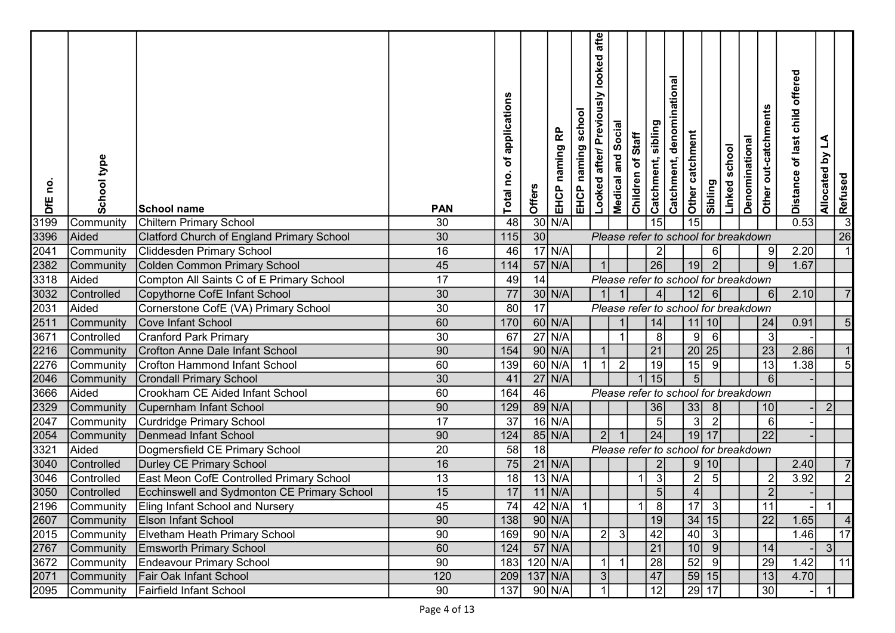| DfE no. | School type | School name | PAN | Total no. of applications | Offers | EHCP naming RP | EHCP naming school | Looked after/ Previously looked afte | Medical and Social | Children of Staff | Catchment, sibling | Catchment, denominational | Other catchment | Sibling | Linked school | Denominational | Other out-catchments | Distance of last child offered | Allocated by LA | Refused |
|---|---|---|---|---|---|---|---|---|---|---|---|---|---|---|---|---|---|---|---|---|
| 3199 | Community | Chiltern Primary School | 30 | 48 | 30 | N/A | | | | | 15 | | 15 | | | | | 0.53 | | 3 |
| 3396 | Aided | Clatford Church of England Primary School | 30 | 115 | 30 | *Please refer to school for breakdown* | | | | | | | | | | | | | | 26 |
| 2041 | Community | Cliddesden Primary School | 16 | 46 | 17 | N/A | | | | | 2 | | | 6 | | | 9 | 2.20 | | 1 |
| 2382 | Community | Colden Common Primary School | 45 | 114 | 57 | N/A | | 1 | | | 26 | | 19 | 2 | | | 9 | 1.67 | | |
| 3318 | Aided | Compton All Saints C of E Primary School | 17 | 49 | 14 | *Please refer to school for breakdown* | | | | | | | | | | | | | | |
| 3032 | Controlled | Copythorne CofE Infant School | 30 | 77 | 30 | N/A | | 1 | 1 | | 4 | | 12 | 6 | | | 6 | 2.10 | | 7 |
| 2031 | Aided | Cornerstone CofE (VA) Primary School | 30 | 80 | 17 | *Please refer to school for breakdown* | | | | | | | | | | | | | | |
| 2511 | Community | Cove Infant School | 60 | 170 | 60 | N/A | | | 1 | | 14 | | 11 | 10 | | | 24 | 0.91 | | 5 |
| 3671 | Controlled | Cranford Park Primary | 30 | 67 | 27 | N/A | | | 1 | | 8 | | 9 | 6 | | | 3 | - | | |
| 2216 | Community | Crofton Anne Dale Infant School | 90 | 154 | 90 | N/A | | 1 | | | 21 | | 20 | 25 | | | 23 | 2.86 | | 1 |
| 2276 | Community | Crofton Hammond Infant School | 60 | 139 | 60 | N/A | 1 | 1 | 2 | | 19 | | 15 | 9 | | | 13 | 1.38 | | 5 |
| 2046 | Community | Crondall Primary School | 30 | 41 | 27 | N/A | | | | 1 | 15 | | 5 | | | | 6 | - | | |
| 3666 | Aided | Crookham CE Aided Infant School | 60 | 164 | 46 | *Please refer to school for breakdown* | | | | | | | | | | | | | | |
| 2329 | Community | Cupernham Infant School | 90 | 129 | 89 | N/A | | | | | 36 | | 33 | 8 | | | 10 | - | 2 | |
| 2047 | Community | Curdridge Primary School | 17 | 37 | 16 | N/A | | | | | 5 | | 3 | 2 | | | 6 | - | | |
| 2054 | Community | Denmead Infant School | 90 | 124 | 85 | N/A | | 2 | 1 | | 24 | | 19 | 17 | | | 22 | - | | |
| 3321 | Aided | Dogmersfield CE Primary School | 20 | 58 | 18 | *Please refer to school for breakdown* | | | | | | | | | | | | | | |
| 3040 | Controlled | Durley CE Primary School | 16 | 75 | 21 | N/A | | | | | 2 | | 9 | 10 | | | | 2.40 | | 7 |
| 3046 | Controlled | East Meon CofE Controlled Primary School | 13 | 18 | 13 | N/A | | | | 1 | 3 | | 2 | 5 | | | 2 | 3.92 | | 2 |
| 3050 | Controlled | Ecchinswell and Sydmonton CE Primary School | 15 | 17 | 11 | N/A | | | | | 5 | | 4 | | | | 2 | - | | |
| 2196 | Community | Eling Infant School and Nursery | 45 | 74 | 42 | N/A | 1 | | | 1 | 8 | | 17 | 3 | | | 11 | - | 1 | |
| 2607 | Community | Elson Infant School | 90 | 138 | 90 | N/A | | | | | 19 | | 34 | 15 | | | 22 | 1.65 | | 4 |
| 2015 | Community | Elvetham Heath Primary School | 90 | 169 | 90 | N/A | | 2 | 3 | | 42 | | 40 | 3 | | | | 1.46 | | 17 |
| 2767 | Community | Emsworth Primary School | 60 | 124 | 57 | N/A | | | | | 21 | | 10 | 9 | | | 14 | - | 3 | |
| 3672 | Community | Endeavour Primary School | 90 | 183 | 120 | N/A | | 1 | 1 | | 28 | | 52 | 9 | | | 29 | 1.42 | | 11 |
| 2071 | Community | Fair Oak Infant School | 120 | 209 | 137 | N/A | | 3 | | | 47 | | 59 | 15 | | | 13 | 4.70 | | |
| 2095 | Community | Fairfield Infant School | 90 | 137 | 90 | N/A | | 1 | | | 12 | | 29 | 17 | | | 30 | - | 1 | |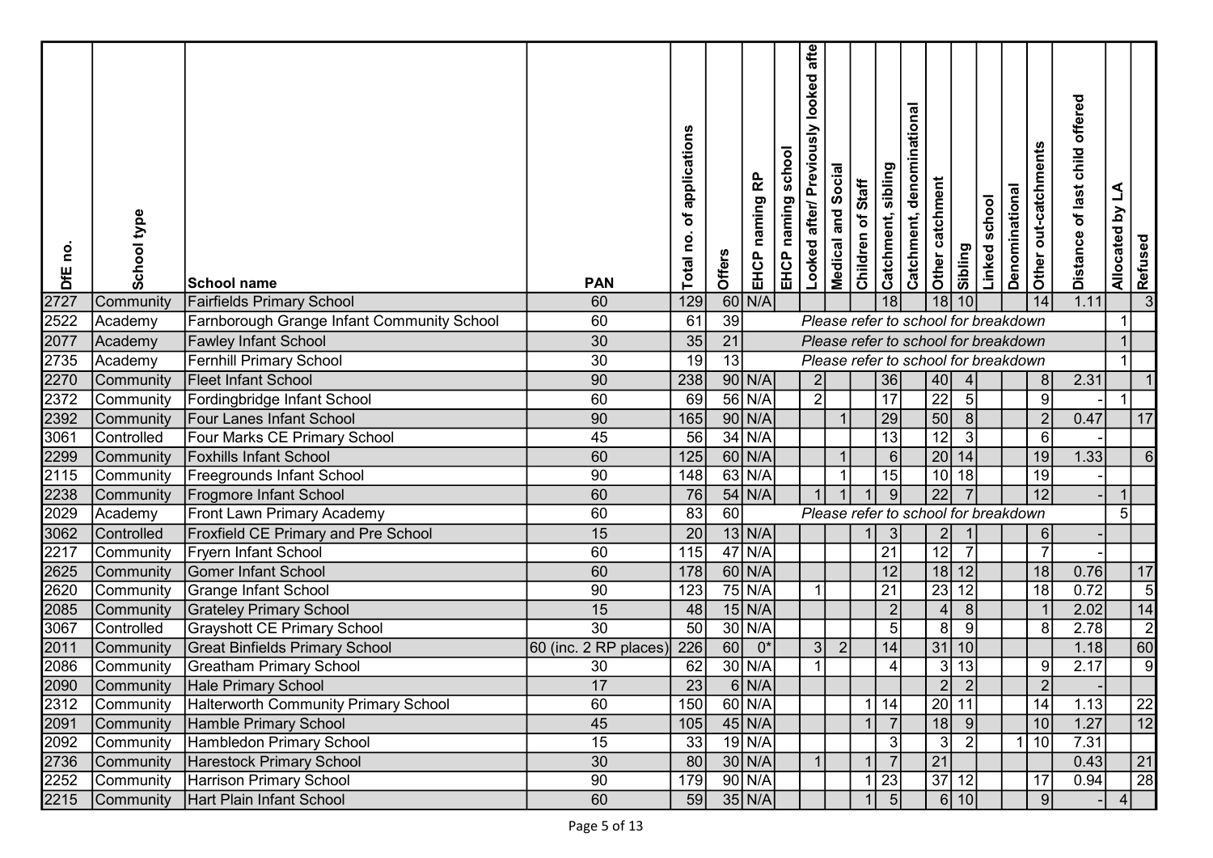| DfE no. | School type | School name | PAN | Total no. of applications | Offers | EHCP naming RP | EHCP naming school | Looked after/ Previously looked afte | Medical and Social | Children of Staff | Catchment, sibling | Catchment, denominational | Other catchment | Sibling | Linked school | Denominational | Other out-catchments | Distance of last child offered | Allocated by LA | Refused |
|---|---|---|---|---|---|---|---|---|---|---|---|---|---|---|---|---|---|---|---|---|
| 2727 | Community | Fairfields Primary School | 60 | 129 | 60 | N/A | | | | | 18 | | 18 | 10 | | | 14 | 1.11 | | 3 |
| 2522 | Academy | Farnborough Grange Infant Community School | 60 | 61 | 39 | Please refer to school for breakdown | | | | | | | | | | | | | 1 | |
| 2077 | Academy | Fawley Infant School | 30 | 35 | 21 | Please refer to school for breakdown | | | | | | | | | | | | | 1 | |
| 2735 | Academy | Fernhill Primary School | 30 | 19 | 13 | Please refer to school for breakdown | | | | | | | | | | | | | 1 | |
| 2270 | Community | Fleet Infant School | 90 | 238 | 90 | N/A | | 2 | | | 36 | | 40 | 4 | | | 8 | 2.31 | | 1 |
| 2372 | Community | Fordingbridge Infant School | 60 | 69 | 56 | N/A | | 2 | | | 17 | | 22 | 5 | | | 9 | - | 1 | |
| 2392 | Community | Four Lanes Infant School | 90 | 165 | 90 | N/A | | | 1 | | 29 | | 50 | 8 | | | 2 | 0.47 | | 17 |
| 3061 | Controlled | Four Marks CE Primary School | 45 | 56 | 34 | N/A | | | | | 13 | | 12 | 3 | | | 6 | - | | |
| 2299 | Community | Foxhills Infant School | 60 | 125 | 60 | N/A | | | 1 | | 6 | | 20 | 14 | | | 19 | 1.33 | | 6 |
| 2115 | Community | Freegrounds Infant School | 90 | 148 | 63 | N/A | | | 1 | | 15 | | 10 | 18 | | | 19 | - | | |
| 2238 | Community | Frogmore Infant School | 60 | 76 | 54 | N/A | | 1 | 1 | 1 | 9 | | 22 | 7 | | | 12 | - | 1 | |
| 2029 | Academy | Front Lawn Primary Academy | 60 | 83 | 60 | Please refer to school for breakdown | | | | | | | | | | | | | 5 | |
| 3062 | Controlled | Froxfield CE Primary and Pre School | 15 | 20 | 13 | N/A | | | | 1 | 3 | | 2 | 1 | | | 6 | - | | |
| 2217 | Community | Fryern Infant School | 60 | 115 | 47 | N/A | | | | | 21 | | 12 | 7 | | | 7 | - | | |
| 2625 | Community | Gomer Infant School | 60 | 178 | 60 | N/A | | | | | 12 | | 18 | 12 | | | 18 | 0.76 | | 17 |
| 2620 | Community | Grange Infant School | 90 | 123 | 75 | N/A | | 1 | | | 21 | | 23 | 12 | | | 18 | 0.72 | | 5 |
| 2085 | Community | Grateley Primary School | 15 | 48 | 15 | N/A | | | | | 2 | | 4 | 8 | | | 1 | 2.02 | | 14 |
| 3067 | Controlled | Grayshott CE Primary School | 30 | 50 | 30 | N/A | | | | | 5 | | 8 | 9 | | | 8 | 2.78 | | 2 |
| 2011 | Community | Great Binfields Primary School | 60 (inc. 2 RP places) | 226 | 60 | 0* | | 3 | 2 | | 14 | | 31 | 10 | | | | 1.18 | | 60 |
| 2086 | Community | Greatham Primary School | 30 | 62 | 30 | N/A | | 1 | | | 4 | | 3 | 13 | | | 9 | 2.17 | | 9 |
| 2090 | Community | Hale Primary School | 17 | 23 | 6 | N/A | | | | | | | 2 | 2 | | | 2 | - | | |
| 2312 | Community | Halterworth Community Primary School | 60 | 150 | 60 | N/A | | | | 1 | 14 | | 20 | 11 | | | 14 | 1.13 | | 22 |
| 2091 | Community | Hamble Primary School | 45 | 105 | 45 | N/A | | | | 1 | 7 | | 18 | 9 | | | 10 | 1.27 | | 12 |
| 2092 | Community | Hambledon Primary School | 15 | 33 | 19 | N/A | | | | | 3 | | 3 | 2 | | 1 | 10 | 7.31 | | |
| 2736 | Community | Harestock Primary School | 30 | 80 | 30 | N/A | | 1 | | 1 | 7 | | 21 | | | | | 0.43 | | 21 |
| 2252 | Community | Harrison Primary School | 90 | 179 | 90 | N/A | | | | 1 | 23 | | 37 | 12 | | | 17 | 0.94 | | 28 |
| 2215 | Community | Hart Plain Infant School | 60 | 59 | 35 | N/A | | | | 1 | 5 | | 6 | 10 | | | 9 | - | 4 | |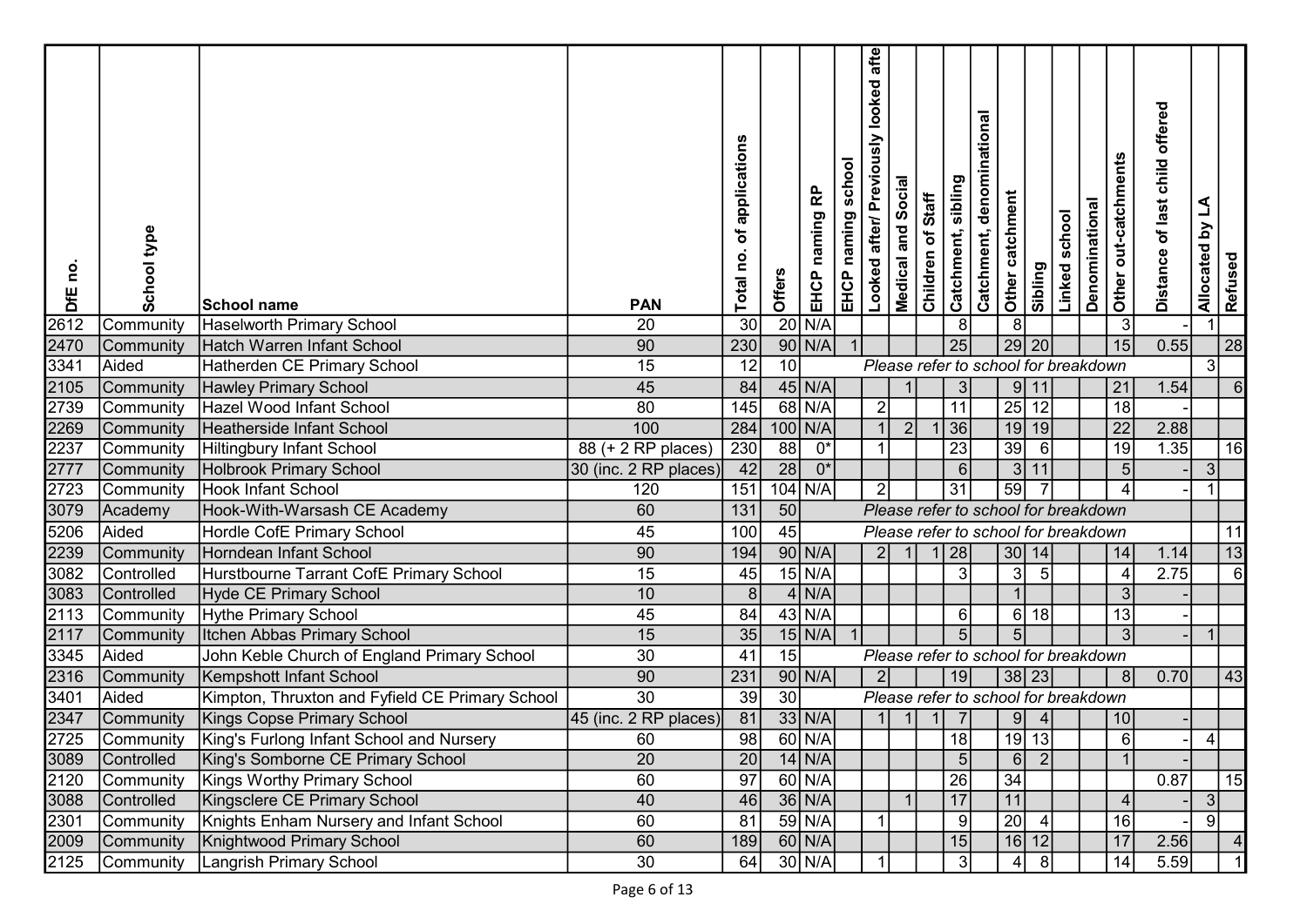| DfE no. | School type | School name | PAN | Total no. of applications | Offers | EHCP naming RP | EHCP naming school | Looked after/ Previously looked afte | Medical and Social | Children of Staff | Catchment, sibling | Catchment, denominational | Other catchment | Sibling | Linked school | Denominational | Other out-catchments | Distance of last child offered | Allocated by LA | Refused |
|---|---|---|---|---|---|---|---|---|---|---|---|---|---|---|---|---|---|---|---|---|
| 2612 | Community | Haselworth Primary School | 20 | 30 | 20 | N/A | | | | | 8 | | 8 | | | | 3 | - | 1 | |
| 2470 | Community | Hatch Warren Infant School | 90 | 230 | 90 | N/A | 1 | | | | 25 | | 29 | 20 | | | 15 | 0.55 | | 28 |
| 3341 | Aided | Hatherden CE Primary School | 15 | 12 | 10 | *Please refer to school for breakdown* | | | | | | | | | | | | | 3 | |
| 2105 | Community | Hawley Primary School | 45 | 84 | 45 | N/A | | | 1 | | 3 | | 9 | 11 | | | 21 | 1.54 | | 6 |
| 2739 | Community | Hazel Wood Infant School | 80 | 145 | 68 | N/A | | 2 | | | 11 | | 25 | 12 | | | 18 | - | | |
| 2269 | Community | Heatherside Infant School | 100 | 284 | 100 | N/A | | 1 | 2 | 1 | 36 | | 19 | 19 | | | 22 | 2.88 | | |
| 2237 | Community | Hiltingbury Infant School | 88 (+ 2 RP places) | 230 | 88 | 0* | | 1 | | | 23 | | 39 | 6 | | | 19 | 1.35 | | 16 |
| 2777 | Community | Holbrook Primary School | 30 (inc. 2 RP places) | 42 | 28 | 0* | | | | | 6 | | 3 | 11 | | | 5 | - | 3 | |
| 2723 | Community | Hook Infant School | 120 | 151 | 104 | N/A | | 2 | | | 31 | | 59 | 7 | | | 4 | - | 1 | |
| 3079 | Academy | Hook-With-Warsash CE Academy | 60 | 131 | 50 | *Please refer to school for breakdown* | | | | | | | | | | | | | | |
| 5206 | Aided | Hordle CofE Primary School | 45 | 100 | 45 | *Please refer to school for breakdown* | | | | | | | | | | | | | | 11 |
| 2239 | Community | Horndean Infant School | 90 | 194 | 90 | N/A | | 2 | 1 | 1 | 28 | | 30 | 14 | | | 14 | 1.14 | | 13 |
| 3082 | Controlled | Hurstbourne Tarrant CofE Primary School | 15 | 45 | 15 | N/A | | | | | 3 | | 3 | 5 | | | 4 | 2.75 | | 6 |
| 3083 | Controlled | Hyde CE Primary School | 10 | 8 | 4 | N/A | | | | | | | 1 | | | | 3 | - | | |
| 2113 | Community | Hythe Primary School | 45 | 84 | 43 | N/A | | | | | 6 | | 6 | 18 | | | 13 | - | | |
| 2117 | Community | Itchen Abbas Primary School | 15 | 35 | 15 | N/A | 1 | | | | 5 | | 5 | | | | 3 | - | 1 | |
| 3345 | Aided | John Keble Church of England Primary School | 30 | 41 | 15 | *Please refer to school for breakdown* | | | | | | | | | | | | | | |
| 2316 | Community | Kempshott Infant School | 90 | 231 | 90 | N/A | | 2 | | | 19 | | 38 | 23 | | | 8 | 0.70 | | 43 |
| 3401 | Aided | Kimpton, Thruxton and Fyfield CE Primary School | 30 | 39 | 30 | *Please refer to school for breakdown* | | | | | | | | | | | | | | |
| 2347 | Community | Kings Copse Primary School | 45 (inc. 2 RP places) | 81 | 33 | N/A | | 1 | 1 | 1 | 7 | | 9 | 4 | | | 10 | - | | |
| 2725 | Community | King's Furlong Infant School and Nursery | 60 | 98 | 60 | N/A | | | | | 18 | | 19 | 13 | | | 6 | - | 4 | |
| 3089 | Controlled | King's Somborne CE Primary School | 20 | 20 | 14 | N/A | | | | | 5 | | 6 | 2 | | | 1 | - | | |
| 2120 | Community | Kings Worthy Primary School | 60 | 97 | 60 | N/A | | | | | 26 | | 34 | | | | | 0.87 | | 15 |
| 3088 | Controlled | Kingsclere CE Primary School | 40 | 46 | 36 | N/A | | | 1 | | 17 | | 11 | | | | 4 | - | 3 | |
| 2301 | Community | Knights Enham Nursery and Infant School | 60 | 81 | 59 | N/A | | 1 | | | 9 | | 20 | 4 | | | 16 | - | 9 | |
| 2009 | Community | Knightwood Primary School | 60 | 189 | 60 | N/A | | | | | 15 | | 16 | 12 | | | 17 | 2.56 | | 4 |
| 2125 | Community | Langrish Primary School | 30 | 64 | 30 | N/A | | 1 | | | 3 | | 4 | 8 | | | 14 | 5.59 | | 1 |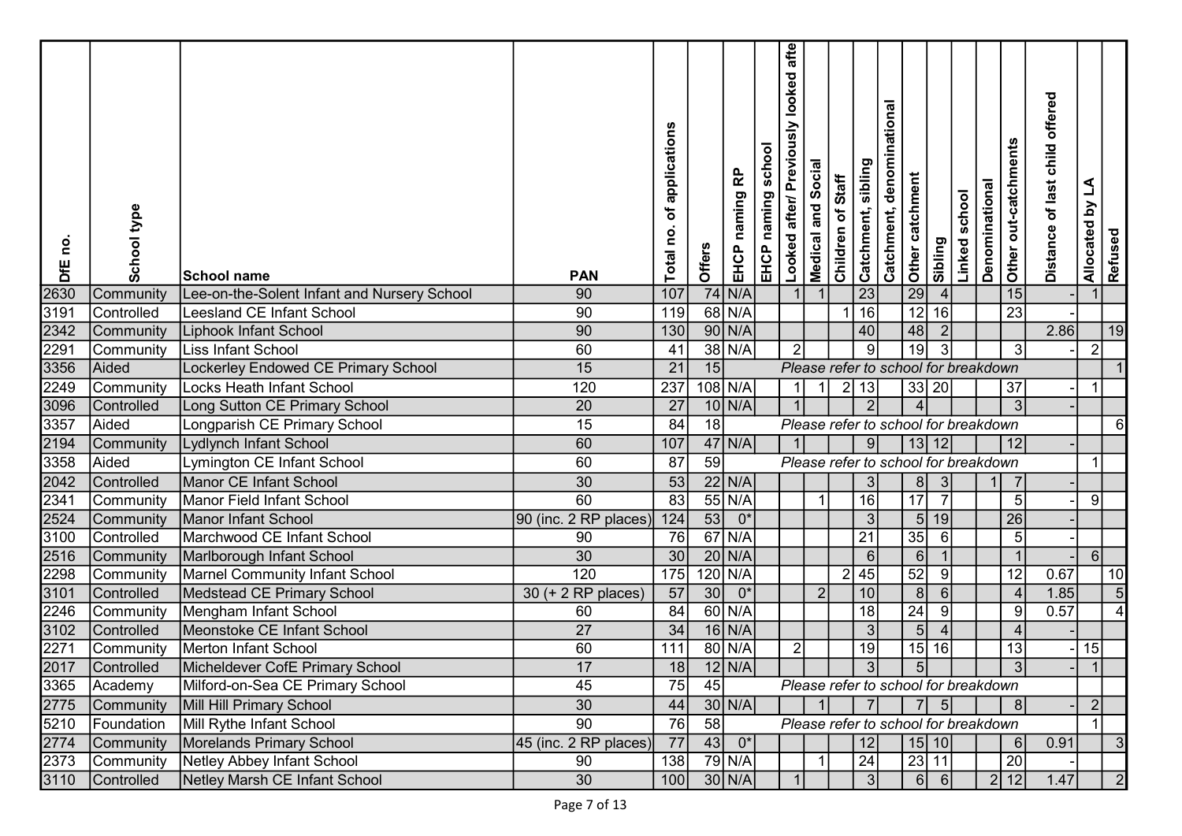| DfE no. | School type | School name | PAN | Total no. of applications | Offers | EHCP naming RP | EHCP naming school | Looked after/ Previously looked afte | Medical and Social | Children of Staff | Catchment, sibling | Catchment, denominational | Other catchment | Sibling | Linked school | Denominational | Other out-catchments | Distance of last child offered | Allocated by LA | Refused |
|---|---|---|---|---|---|---|---|---|---|---|---|---|---|---|---|---|---|---|---|---|
| 2630 | Community | Lee-on-the-Solent Infant and Nursery School | 90 | 107 | 74 | N/A | | 1 | 1 | | 23 | | 29 | 4 | | | 15 | - | 1 | |
| 3191 | Controlled | Leesland CE Infant School | 90 | 119 | 68 | N/A | | | | 1 | 16 | | 12 | 16 | | | 23 | - | | |
| 2342 | Community | Liphook Infant School | 90 | 130 | 90 | N/A | | | | | 40 | | 48 | 2 | | | | 2.86 | | 19 |
| 2291 | Community | Liss Infant School | 60 | 41 | 38 | N/A | | 2 | | | 9 | | 19 | 3 | | | 3 | - | 2 | |
| 3356 | Aided | Lockerley Endowed CE Primary School | 15 | 21 | 15 | | | Please refer to school for breakdown | | | | | | | | | | | | 1 |
| 2249 | Community | Locks Heath Infant School | 120 | 237 | 108 | N/A | | 1 | 1 | 2 | 13 | | 33 | 20 | | | 37 | - | 1 | |
| 3096 | Controlled | Long Sutton CE Primary School | 20 | 27 | 10 | N/A | | 1 | | | 2 | | 4 | | | | 3 | - | | |
| 3357 | Aided | Longparish CE Primary School | 15 | 84 | 18 | | | Please refer to school for breakdown | | | | | | | | | | | | 6 |
| 2194 | Community | Lydlynch Infant School | 60 | 107 | 47 | N/A | | 1 | | | 9 | | 13 | 12 | | | 12 | - | | |
| 3358 | Aided | Lymington CE Infant School | 60 | 87 | 59 | | | Please refer to school for breakdown | | | | | | | | | | | 1 | |
| 2042 | Controlled | Manor CE Infant School | 30 | 53 | 22 | N/A | | | | | 3 | | 8 | 3 | | 1 | 7 | - | | |
| 2341 | Community | Manor Field Infant School | 60 | 83 | 55 | N/A | | | 1 | | 16 | | 17 | 7 | | | 5 | - | 9 | |
| 2524 | Community | Manor Infant School | 90 (inc. 2 RP places) | 124 | 53 | 0* | | | | | 3 | | 5 | 19 | | | 26 | - | | |
| 3100 | Controlled | Marchwood CE Infant School | 90 | 76 | 67 | N/A | | | | | 21 | | 35 | 6 | | | 5 | - | | |
| 2516 | Community | Marlborough Infant School | 30 | 30 | 20 | N/A | | | | | 6 | | 6 | 1 | | | 1 | - | 6 | |
| 2298 | Community | Marnel Community Infant School | 120 | 175 | 120 | N/A | | | | 2 | 45 | | 52 | 9 | | | 12 | 0.67 | | 10 |
| 3101 | Controlled | Medstead CE Primary School | 30 (+ 2 RP places) | 57 | 30 | 0* | | | 2 | | 10 | | 8 | 6 | | | 4 | 1.85 | | 5 |
| 2246 | Community | Mengham Infant School | 60 | 84 | 60 | N/A | | | | | 18 | | 24 | 9 | | | 9 | 0.57 | | 4 |
| 3102 | Controlled | Meonstoke CE Infant School | 27 | 34 | 16 | N/A | | | | | 3 | | 5 | 4 | | | 4 | - | | |
| 2271 | Community | Merton Infant School | 60 | 111 | 80 | N/A | | 2 | | | 19 | | 15 | 16 | | | 13 | - | 15 | |
| 2017 | Controlled | Micheldever CofE Primary School | 17 | 18 | 12 | N/A | | | | | 3 | | 5 | | | | 3 | - | 1 | |
| 3365 | Academy | Milford-on-Sea CE Primary School | 45 | 75 | 45 | | | Please refer to school for breakdown | | | | | | | | | | | | |
| 2775 | Community | Mill Hill Primary School | 30 | 44 | 30 | N/A | | | 1 | | 7 | | 7 | 5 | | | 8 | - | 2 | |
| 5210 | Foundation | Mill Rythe Infant School | 90 | 76 | 58 | | | Please refer to school for breakdown | | | | | | | | | | | 1 | |
| 2774 | Community | Morelands Primary School | 45 (inc. 2 RP places) | 77 | 43 | 0* | | | | | 12 | | 15 | 10 | | | 6 | 0.91 | | 3 |
| 2373 | Community | Netley Abbey Infant School | 90 | 138 | 79 | N/A | | | 1 | | 24 | | 23 | 11 | | | 20 | - | | |
| 3110 | Controlled | Netley Marsh CE Infant School | 30 | 100 | 30 | N/A | | 1 | | | 3 | | 6 | 6 | | 2 | 12 | 1.47 | | 2 |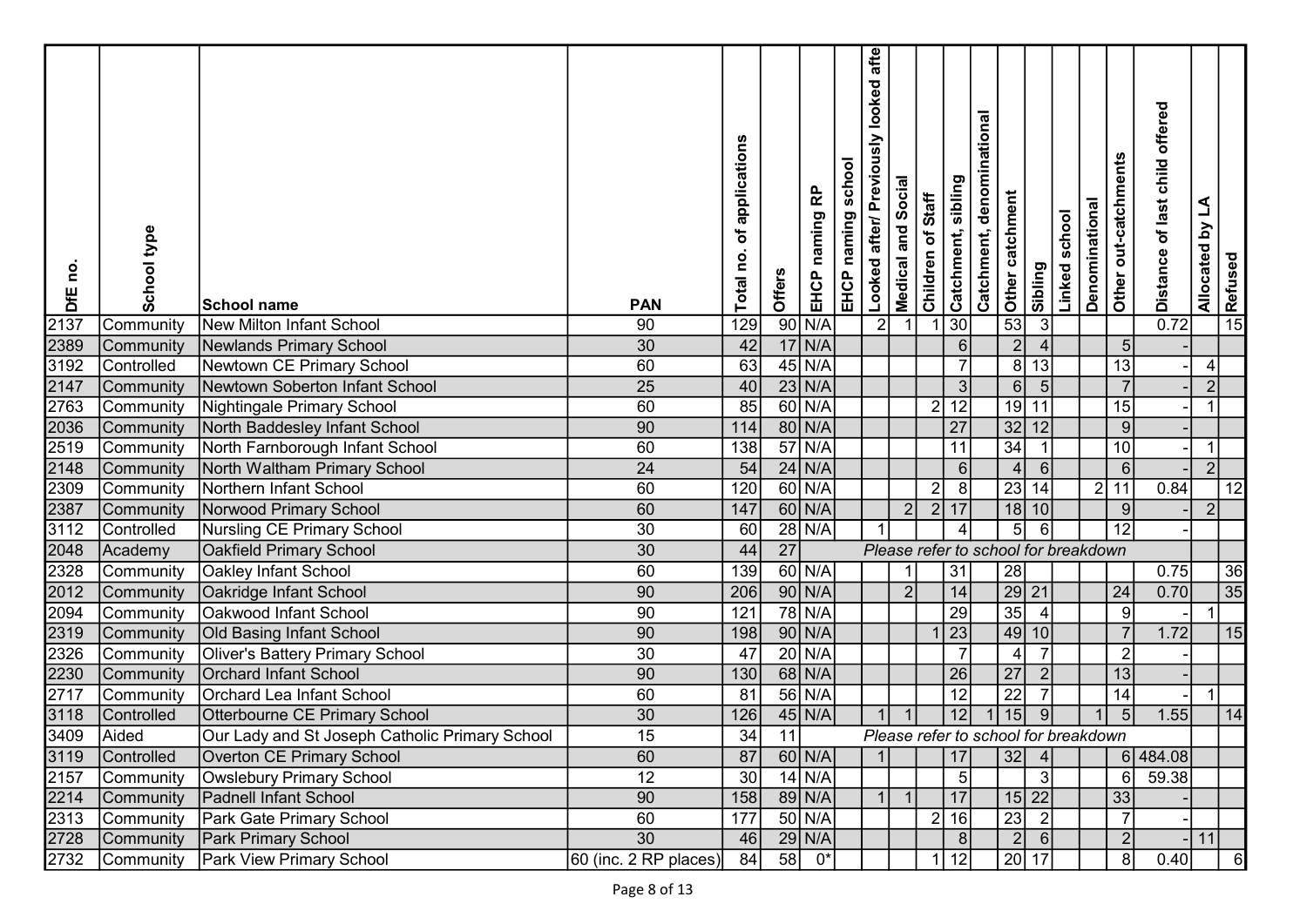| DfE no. | School type | School name | PAN | Total no. of applications | Offers | EHCP naming RP | EHCP naming school | Looked after/ Previously looked afte | Medical and Social | Children of Staff | Catchment, sibling | Catchment, denominational | Other catchment | Sibling | Linked school | Denominational | Other out-catchments | Distance of last child offered | Allocated by LA | Refused |
|---|---|---|---|---|---|---|---|---|---|---|---|---|---|---|---|---|---|---|---|---|
| 2137 | Community | New Milton Infant School | 90 | 129 | 90 | N/A | | 2 | 1 | 1 | 30 | | 53 | 3 | | | | 0.72 | | 15 |
| 2389 | Community | Newlands Primary School | 30 | 42 | 17 | N/A | | | | | 6 | | 2 | 4 | | | 5 | - | | |
| 3192 | Controlled | Newtown CE Primary School | 60 | 63 | 45 | N/A | | | | | 7 | | 8 | 13 | | | 13 | - | 4 | |
| 2147 | Community | Newtown Soberton Infant School | 25 | 40 | 23 | N/A | | | | | 3 | | 6 | 5 | | | 7 | - | 2 | |
| 2763 | Community | Nightingale Primary School | 60 | 85 | 60 | N/A | | | | 2 | 12 | | 19 | 11 | | | 15 | - | 1 | |
| 2036 | Community | North Baddesley Infant School | 90 | 114 | 80 | N/A | | | | | 27 | | 32 | 12 | | | 9 | - | | |
| 2519 | Community | North Farnborough Infant School | 60 | 138 | 57 | N/A | | | | | 11 | | 34 | 1 | | | 10 | - | 1 | |
| 2148 | Community | North Waltham Primary School | 24 | 54 | 24 | N/A | | | | | 6 | | 4 | 6 | | | 6 | - | 2 | |
| 2309 | Community | Northern Infant School | 60 | 120 | 60 | N/A | | | | 2 | 8 | | 23 | 14 | | 2 | 11 | 0.84 | | 12 |
| 2387 | Community | Norwood Primary School | 60 | 147 | 60 | N/A | | | 2 | 2 | 17 | | 18 | 10 | | | 9 | - | 2 | |
| 3112 | Controlled | Nursling CE Primary School | 30 | 60 | 28 | N/A | | 1 | | | 4 | | 5 | 6 | | | 12 | - | | |
| 2048 | Academy | Oakfield Primary School | 30 | 44 | 27 | Please refer to school for breakdown | | | | | | | | | | | | | | |
| 2328 | Community | Oakley Infant School | 60 | 139 | 60 | N/A | | | 1 | | 31 | | 28 | | | | | 0.75 | | 36 |
| 2012 | Community | Oakridge Infant School | 90 | 206 | 90 | N/A | | | 2 | | 14 | | 29 | 21 | | | 24 | 0.70 | | 35 |
| 2094 | Community | Oakwood Infant School | 90 | 121 | 78 | N/A | | | | | 29 | | 35 | 4 | | | 9 | - | 1 | |
| 2319 | Community | Old Basing Infant School | 90 | 198 | 90 | N/A | | | | 1 | 23 | | 49 | 10 | | | 7 | 1.72 | | 15 |
| 2326 | Community | Oliver's Battery Primary School | 30 | 47 | 20 | N/A | | | | | 7 | | 4 | 7 | | | 2 | - | | |
| 2230 | Community | Orchard Infant School | 90 | 130 | 68 | N/A | | | | | 26 | | 27 | 2 | | | 13 | - | | |
| 2717 | Community | Orchard Lea Infant School | 60 | 81 | 56 | N/A | | | | | 12 | | 22 | 7 | | | 14 | - | 1 | |
| 3118 | Controlled | Otterbourne CE Primary School | 30 | 126 | 45 | N/A | | 1 | 1 | | 12 | 1 | 15 | 9 | | 1 | 5 | 1.55 | | 14 |
| 3409 | Aided | Our Lady and St Joseph Catholic Primary School | 15 | 34 | 11 | Please refer to school for breakdown | | | | | | | | | | | | | | |
| 3119 | Controlled | Overton CE Primary School | 60 | 87 | 60 | N/A | | 1 | | | 17 | | 32 | 4 | | | 6 | 484.08 | | |
| 2157 | Community | Owslebury Primary School | 12 | 30 | 14 | N/A | | | | | 5 | | | 3 | | | 6 | 59.38 | | |
| 2214 | Community | Padnell Infant School | 90 | 158 | 89 | N/A | | 1 | 1 | | 17 | | 15 | 22 | | | 33 | - | | |
| 2313 | Community | Park Gate Primary School | 60 | 177 | 50 | N/A | | | | 2 | 16 | | 23 | 2 | | | 7 | - | | |
| 2728 | Community | Park Primary School | 30 | 46 | 29 | N/A | | | | | 8 | | 2 | 6 | | | 2 | - | 11 | |
| 2732 | Community | Park View Primary School | 60 (inc. 2 RP places) | 84 | 58 | 0* | | | | 1 | 12 | | 20 | 17 | | | 8 | 0.40 | | 6 |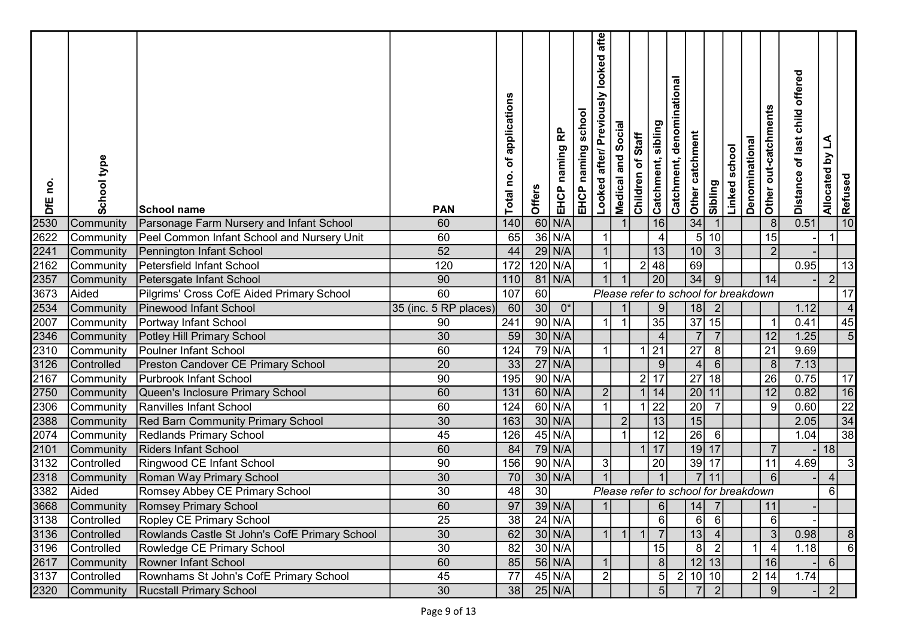| DfE no. | School type | School name | PAN | Total no. of applications | Offers | EHCP naming RP | EHCP naming school | Looked after/ Previously looked afte | Medical and Social | Children of Staff | Catchment, sibling | Catchment, denominational | Other catchment | Sibling | Linked school | Denominational | Other out-catchments | Distance of last child offered | Allocated by LA | Refused |
|---|---|---|---|---|---|---|---|---|---|---|---|---|---|---|---|---|---|---|---|---|
| 2530 | Community | Parsonage Farm Nursery and Infant School | 60 | 140 | 60 | N/A | | | 1 | | 16 | | 34 | 1 | | | 8 | 0.51 | | 10 |
| 2622 | Community | Peel Common Infant School and Nursery Unit | 60 | 65 | 36 | N/A | | 1 | | | 4 | | 5 | 10 | | | 15 | - | 1 | |
| 2241 | Community | Pennington Infant School | 52 | 44 | 29 | N/A | | 1 | | | 13 | | 10 | 3 | | | 2 | - | | |
| 2162 | Community | Petersfield Infant School | 120 | 172 | 120 | N/A | | 1 | | 2 | 48 | | 69 | | | | | 0.95 | | 13 |
| 2357 | Community | Petersgate Infant School | 90 | 110 | 81 | N/A | | 1 | 1 | | 20 | | 34 | 9 | | | 14 | - | 2 | |
| 3673 | Aided | Pilgrims' Cross CofE Aided Primary School | 60 | 107 | 60 | *Please refer to school for breakdown* | | | | | | | | | | | | | | 17 |
| 2534 | Community | Pinewood Infant School | 35 (inc. 5 RP places) | 60 | 30 | 0* | | | 1 | | 9 | | 18 | 2 | | | | 1.12 | | 4 |
| 2007 | Community | Portway Infant School | 90 | 241 | 90 | N/A | | 1 | 1 | | 35 | | 37 | 15 | | | 1 | 0.41 | | 45 |
| 2346 | Community | Potley Hill Primary School | 30 | 59 | 30 | N/A | | | | | 4 | | 7 | 7 | | | 12 | 1.25 | | 5 |
| 2310 | Community | Poulner Infant School | 60 | 124 | 79 | N/A | | 1 | | 1 | 21 | | 27 | 8 | | | 21 | 9.69 | | |
| 3126 | Controlled | Preston Candover CE Primary School | 20 | 33 | 27 | N/A | | | | | 9 | | 4 | 6 | | | 8 | 7.13 | | |
| 2167 | Community | Purbrook Infant School | 90 | 195 | 90 | N/A | | | | 2 | 17 | | 27 | 18 | | | 26 | 0.75 | | 17 |
| 2750 | Community | Queen's Inclosure Primary School | 60 | 131 | 60 | N/A | | 2 | | 1 | 14 | | 20 | 11 | | | 12 | 0.82 | | 16 |
| 2306 | Community | Ranvilles Infant School | 60 | 124 | 60 | N/A | | 1 | | 1 | 22 | | 20 | 7 | | | 9 | 0.60 | | 22 |
| 2388 | Community | Red Barn Community Primary School | 30 | 163 | 30 | N/A | | | 2 | | 13 | | 15 | | | | | 2.05 | | 34 |
| 2074 | Community | Redlands Primary School | 45 | 126 | 45 | N/A | | | 1 | | 12 | | 26 | 6 | | | | 1.04 | | 38 |
| 2101 | Community | Riders Infant School | 60 | 84 | 79 | N/A | | | | 1 | 17 | | 19 | 17 | | | 7 | - | 18 | |
| 3132 | Controlled | Ringwood CE Infant School | 90 | 156 | 90 | N/A | | 3 | | | 20 | | 39 | 17 | | | 11 | 4.69 | | 3 |
| 2318 | Community | Roman Way Primary School | 30 | 70 | 30 | N/A | | 1 | | | 1 | | 7 | 11 | | | 6 | - | 4 | |
| 3382 | Aided | Romsey Abbey CE Primary School | 30 | 48 | 30 | *Please refer to school for breakdown* | | | | | | | | | | | | | 6 | |
| 3668 | Community | Romsey Primary School | 60 | 97 | 39 | N/A | | 1 | | | 6 | | 14 | 7 | | | 11 | - | | |
| 3138 | Controlled | Ropley CE Primary School | 25 | 38 | 24 | N/A | | | | | 6 | | 6 | 6 | | | 6 | - | | |
| 3136 | Controlled | Rowlands Castle St John's CofE Primary School | 30 | 62 | 30 | N/A | | 1 | 1 | 1 | 7 | | 13 | 4 | | | 3 | 0.98 | | 8 |
| 3196 | Controlled | Rowledge CE Primary School | 30 | 82 | 30 | N/A | | | | | 15 | | 8 | 2 | | 1 | 4 | 1.18 | | 6 |
| 2617 | Community | Rowner Infant School | 60 | 85 | 56 | N/A | | 1 | | | 8 | | 12 | 13 | | | 16 | - | 6 | |
| 3137 | Controlled | Rownhams St John's CofE Primary School | 45 | 77 | 45 | N/A | | 2 | | | 5 | 2 | 10 | 10 | | 2 | 14 | 1.74 | | |
| 2320 | Community | Rucstall Primary School | 30 | 38 | 25 | N/A | | | | | 5 | | 7 | 2 | | | 9 | - | 2 | |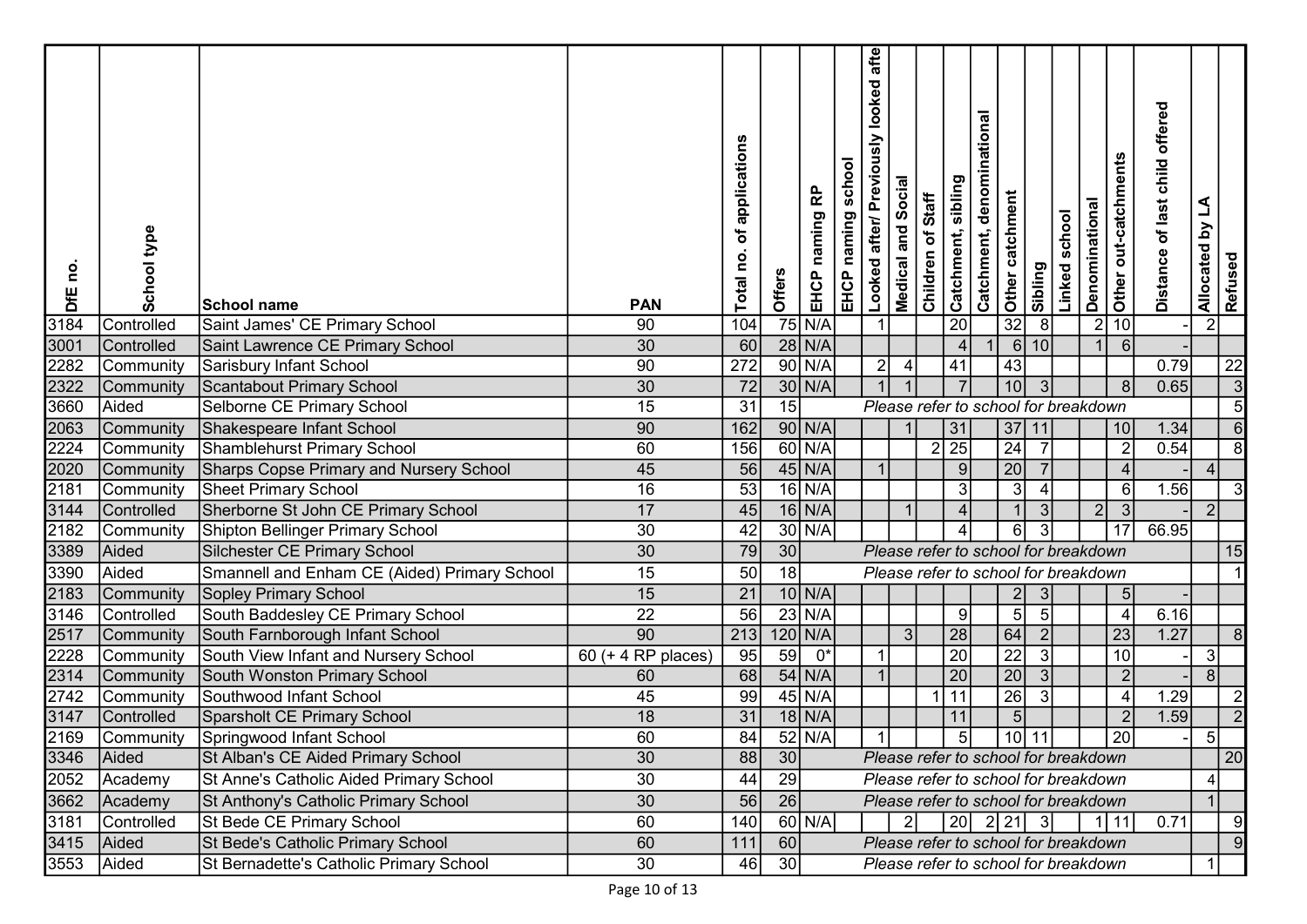| DfE no. | School type | School name | PAN | Total no. of applications | Offers | EHCP naming RP | EHCP naming school | Looked after/ Previously looked after | Medical and Social | Children of Staff | Catchment, sibling | Catchment, denominational | Other catchment | Sibling | Linked school | Denominational | Other out-catchments | Distance of last child offered | Allocated by LA | Refused |
|---|---|---|---|---|---|---|---|---|---|---|---|---|---|---|---|---|---|---|---|---|
| 3184 | Controlled | Saint James' CE Primary School | 90 | 104 | 75 | N/A | | 1 | | | 20 | | 32 | 8 | | 2 | 10 | - | 2 | |
| 3001 | Controlled | Saint Lawrence CE Primary School | 30 | 60 | 28 | N/A | | | | | 4 | 1 | 6 | 10 | | 1 | 6 | | - | |
| 2282 | Community | Sarisbury Infant School | 90 | 272 | 90 | N/A | | 2 | 4 | | 41 | | 43 | | | | | 0.79 | | 22 |
| 2322 | Community | Scantabout Primary School | 30 | 72 | 30 | N/A | | 1 | 1 | | 7 | | 10 | 3 | | | 8 | 0.65 | | 3 |
| 3660 | Aided | Selborne CE Primary School | 15 | 31 | 15 | *Please refer to school for breakdown* | | | | | | | | | | | | | | 5 |
| 2063 | Community | Shakespeare Infant School | 90 | 162 | 90 | N/A | | | 1 | | 31 | | 37 | 11 | | | 10 | 1.34 | | 6 |
| 2224 | Community | Shamblehurst Primary School | 60 | 156 | 60 | N/A | | | | 2 | 25 | | 24 | 7 | | | 2 | 0.54 | | 8 |
| 2020 | Community | Sharps Copse Primary and Nursery School | 45 | 56 | 45 | N/A | | 1 | | | 9 | | 20 | 7 | | | 4 | - | 4 | |
| 2181 | Community | Sheet Primary School | 16 | 53 | 16 | N/A | | | | | 3 | | 3 | 4 | | | 6 | 1.56 | | 3 |
| 3144 | Controlled | Sherborne St John CE Primary School | 17 | 45 | 16 | N/A | | | 1 | | 4 | | 1 | 3 | | 2 | 3 | - | 2 | |
| 2182 | Community | Shipton Bellinger Primary School | 30 | 42 | 30 | N/A | | | | | 4 | | 6 | 3 | | | 17 | 66.95 | | |
| 3389 | Aided | Silchester CE Primary School | 30 | 79 | 30 | *Please refer to school for breakdown* | | | | | | | | | | | | | | 15 |
| 3390 | Aided | Smannell and Enham CE (Aided) Primary School | 15 | 50 | 18 | *Please refer to school for breakdown* | | | | | | | | | | | | | | 1 |
| 2183 | Community | Sopley Primary School | 15 | 21 | 10 | N/A | | | | | | | 2 | 3 | | | 5 | - | | |
| 3146 | Controlled | South Baddesley CE Primary School | 22 | 56 | 23 | N/A | | | | | 9 | | 5 | 5 | | | 4 | 6.16 | | |
| 2517 | Community | South Farnborough Infant School | 90 | 213 | 120 | N/A | | | 3 | | 28 | | 64 | 2 | | | 23 | 1.27 | | 8 |
| 2228 | Community | South View Infant and Nursery School | 60 (+ 4 RP places) | 95 | 59 | 0* | | 1 | | | 20 | | 22 | 3 | | | 10 | - | 3 | |
| 2314 | Community | South Wonston Primary School | 60 | 68 | 54 | N/A | | 1 | | | 20 | | 20 | 3 | | | 2 | - | 8 | |
| 2742 | Community | Southwood Infant School | 45 | 99 | 45 | N/A | | | | 1 | 11 | | 26 | 3 | | | 4 | 1.29 | | 2 |
| 3147 | Controlled | Sparsholt CE Primary School | 18 | 31 | 18 | N/A | | | | | 11 | | 5 | | | | 2 | 1.59 | | 2 |
| 2169 | Community | Springwood Infant School | 60 | 84 | 52 | N/A | | 1 | | | 5 | | 10 | 11 | | | 20 | - | 5 | |
| 3346 | Aided | St Alban's CE Aided Primary School | 30 | 88 | 30 | *Please refer to school for breakdown* | | | | | | | | | | | | | | 20 |
| 2052 | Academy | St Anne's Catholic Aided Primary School | 30 | 44 | 29 | *Please refer to school for breakdown* | | | | | | | | | | | | | 4 | |
| 3662 | Academy | St Anthony's Catholic Primary School | 30 | 56 | 26 | *Please refer to school for breakdown* | | | | | | | | | | | | | 1 | |
| 3181 | Controlled | St Bede CE Primary School | 60 | 140 | 60 | N/A | | | 2 | | 20 | 2 | 21 | 3 | | 1 | 11 | 0.71 | | 9 |
| 3415 | Aided | St Bede's Catholic Primary School | 60 | 111 | 60 | *Please refer to school for breakdown* | | | | | | | | | | | | | | 9 |
| 3553 | Aided | St Bernadette's Catholic Primary School | 30 | 46 | 30 | *Please refer to school for breakdown* | | | | | | | | | | | | | 1 | |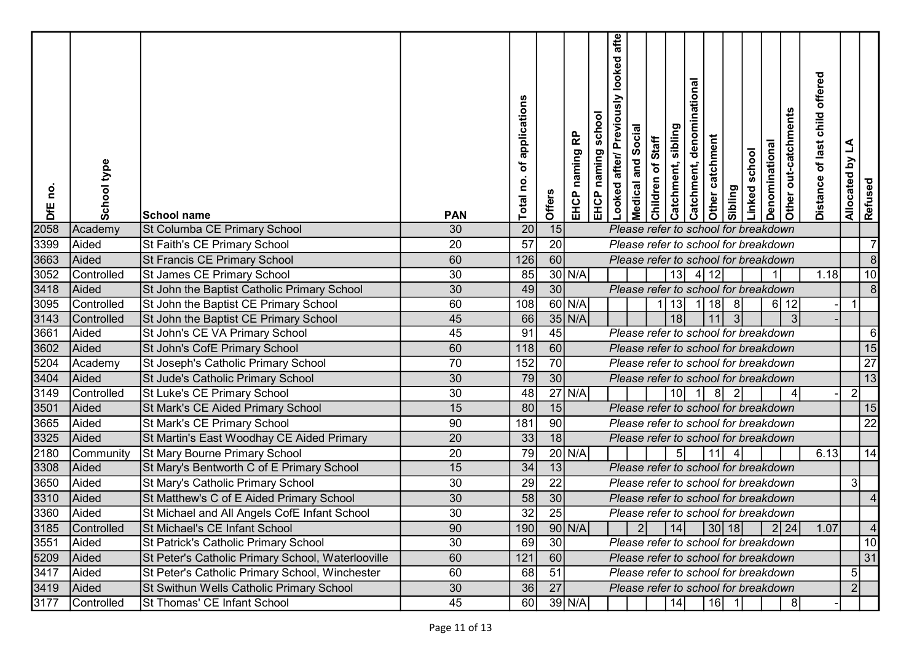| DfE no. | School type | School name | PAN | Total no. of applications | Offers | EHCP naming RP | EHCP naming school | Looked after/ Previously looked afte | Medical and Social | Children of Staff | Catchment, sibling | Catchment, denominational | Other catchment | Sibling | Linked school | Denominational | Other out-catchments | Distance of last child offered | Allocated by LA | Refused |
|---|---|---|---|---|---|---|---|---|---|---|---|---|---|---|---|---|---|---|---|---|
| 2058 | Academy | St Columba CE Primary School | 30 | 20 | 15 | Please refer to school for breakdown | | | | | | | | | | | | | | |
| 3399 | Aided | St Faith's CE Primary School | 20 | 57 | 20 | Please refer to school for breakdown | | | | | | | | | | | | | | 7 |
| 3663 | Aided | St Francis CE Primary School | 60 | 126 | 60 | Please refer to school for breakdown | | | | | | | | | | | | | | 8 |
| 3052 | Controlled | St James CE Primary School | 30 | 85 | 30 | N/A | | | | | 13 | 4 | 12 | | | 1 | | 1.18 | | 10 |
| 3418 | Aided | St John the Baptist Catholic Primary School | 30 | 49 | 30 | Please refer to school for breakdown | | | | | | | | | | | | | | 8 |
| 3095 | Controlled | St John the Baptist CE Primary School | 60 | 108 | 60 | N/A | | | | 1 | 13 | 1 | 18 | 8 | | 6 | 12 | - | 1 | |
| 3143 | Controlled | St John the Baptist CE Primary School | 45 | 66 | 35 | N/A | | | | | 18 | | 11 | 3 | | | 3 | - | | |
| 3661 | Aided | St John's CE VA Primary School | 45 | 91 | 45 | Please refer to school for breakdown | | | | | | | | | | | | | | 6 |
| 3602 | Aided | St John's CofE Primary School | 60 | 118 | 60 | Please refer to school for breakdown | | | | | | | | | | | | | | 15 |
| 5204 | Academy | St Joseph's Catholic Primary School | 70 | 152 | 70 | Please refer to school for breakdown | | | | | | | | | | | | | | 27 |
| 3404 | Aided | St Jude's Catholic Primary School | 30 | 79 | 30 | Please refer to school for breakdown | | | | | | | | | | | | | | 13 |
| 3149 | Controlled | St Luke's CE Primary School | 30 | 48 | 27 | N/A | | | | | 10 | 1 | 8 | 2 | | | 4 | - | 2 | |
| 3501 | Aided | St Mark's CE Aided Primary School | 15 | 80 | 15 | Please refer to school for breakdown | | | | | | | | | | | | | | 15 |
| 3665 | Aided | St Mark's CE Primary School | 90 | 181 | 90 | Please refer to school for breakdown | | | | | | | | | | | | | | 22 |
| 3325 | Aided | St Martin's East Woodhay CE Aided Primary | 20 | 33 | 18 | Please refer to school for breakdown | | | | | | | | | | | | | | |
| 2180 | Community | St Mary Bourne Primary School | 20 | 79 | 20 | N/A | | | | | 5 | | 11 | 4 | | | | 6.13 | | 14 |
| 3308 | Aided | St Mary's Bentworth C of E Primary School | 15 | 34 | 13 | Please refer to school for breakdown | | | | | | | | | | | | | | |
| 3650 | Aided | St Mary's Catholic Primary School | 30 | 29 | 22 | Please refer to school for breakdown | | | | | | | | | | | | | 3 | |
| 3310 | Aided | St Matthew's C of E Aided Primary School | 30 | 58 | 30 | Please refer to school for breakdown | | | | | | | | | | | | | | 4 |
| 3360 | Aided | St Michael and All Angels CofE Infant School | 30 | 32 | 25 | Please refer to school for breakdown | | | | | | | | | | | | | | |
| 3185 | Controlled | St Michael's CE Infant School | 90 | 190 | 90 | N/A | | | 2 | | 14 | | 30 | 18 | | 2 | 24 | 1.07 | | 4 |
| 3551 | Aided | St Patrick's Catholic Primary School | 30 | 69 | 30 | Please refer to school for breakdown | | | | | | | | | | | | | | 10 |
| 5209 | Aided | St Peter's Catholic Primary School, Waterlooville | 60 | 121 | 60 | Please refer to school for breakdown | | | | | | | | | | | | | | 31 |
| 3417 | Aided | St Peter's Catholic Primary School, Winchester | 60 | 68 | 51 | Please refer to school for breakdown | | | | | | | | | | | | | 5 | |
| 3419 | Aided | St Swithun Wells Catholic Primary School | 30 | 36 | 27 | Please refer to school for breakdown | | | | | | | | | | | | | 2 | |
| 3177 | Controlled | St Thomas' CE Infant School | 45 | 60 | 39 | N/A | | | | | 14 | | 16 | 1 | | | 8 | - | | |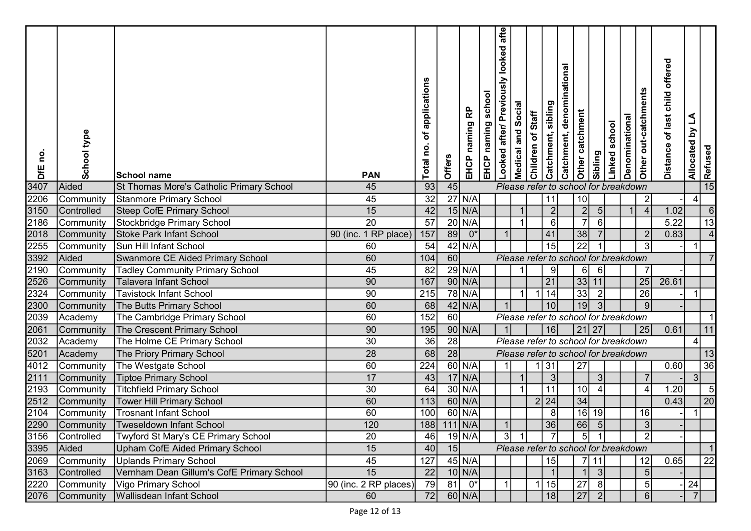| DfE no. | School type | School name | PAN | Total no. of applications | Offers | EHCP naming RP | EHCP naming school | Looked after/ Previously looked after | Medical and Social | Children of Staff | Catchment, sibling | Catchment, denominational | Other catchment | Sibling | Linked school | Denominational | Other out-catchments | Distance of last child offered | Allocated by LA | Refused |
|---|---|---|---|---|---|---|---|---|---|---|---|---|---|---|---|---|---|---|---|---|
| 3407 | Aided | St Thomas More's Catholic Primary School | 45 | 93 | 45 | *Please refer to school for breakdown* | | | | | | | | | | | | | | 15 |
| 2206 | Community | Stanmore Primary School | 45 | 32 | 27 | N/A | | | | | 11 | | 10 | | | | 2 | - | 4 | |
| 3150 | Controlled | Steep CofE Primary School | 15 | 42 | 15 | N/A | | | 1 | | 2 | | 2 | 5 | | 1 | 4 | 1.02 | | 6 |
| 2186 | Community | Stockbridge Primary School | 20 | 57 | 20 | N/A | | | 1 | | 6 | | 7 | 6 | | | | 5.22 | | 13 |
| 2018 | Community | Stoke Park Infant School | 90 (inc. 1 RP place) | 157 | 89 | 0* | | 1 | | | 41 | | 38 | 7 | | | 2 | 0.83 | | 4 |
| 2255 | Community | Sun Hill Infant School | 60 | 54 | 42 | N/A | | | | | 15 | | 22 | 1 | | | 3 | - | 1 | |
| 3392 | Aided | Swanmore CE Aided Primary School | 60 | 104 | 60 | *Please refer to school for breakdown* | | | | | | | | | | | | | | 7 |
| 2190 | Community | Tadley Community Primary School | 45 | 82 | 29 | N/A | | | 1 | | 9 | | 6 | 6 | | | 7 | - | | |
| 2526 | Community | Talavera Infant School | 90 | 167 | 90 | N/A | | | | | 21 | | 33 | 11 | | | 25 | 26.61 | | |
| 2324 | Community | Tavistock Infant School | 90 | 215 | 78 | N/A | | | 1 | 1 | 14 | | 33 | 2 | | | 26 | - | 1 | |
| 2300 | Community | The Butts Primary School | 60 | 68 | 42 | N/A | | 1 | | | 10 | | 19 | 3 | | | 9 | - | | |
| 2039 | Academy | The Cambridge Primary School | 60 | 152 | 60 | *Please refer to school for breakdown* | | | | | | | | | | | | | | 1 |
| 2061 | Community | The Crescent Primary School | 90 | 195 | 90 | N/A | | 1 | | | 16 | | 21 | 27 | | | 25 | 0.61 | | 11 |
| 2032 | Academy | The Holme CE Primary School | 30 | 36 | 28 | *Please refer to school for breakdown* | | | | | | | | | | | | | 4 | |
| 5201 | Academy | The Priory Primary School | 28 | 68 | 28 | *Please refer to school for breakdown* | | | | | | | | | | | | | | 13 |
| 4012 | Community | The Westgate School | 60 | 224 | 60 | N/A | | 1 | | 1 | 31 | | 27 | | | | | 0.60 | | 36 |
| 2111 | Community | Tiptoe Primary School | 17 | 43 | 17 | N/A | | | 1 | | 3 | | | 3 | | | 7 | - | 3 | |
| 2193 | Community | Titchfield Primary School | 30 | 64 | 30 | N/A | | | 1 | | 11 | | 10 | 4 | | | 4 | 1.20 | | 5 |
| 2512 | Community | Tower Hill Primary School | 60 | 113 | 60 | N/A | | | | 2 | 24 | | 34 | | | | | 0.43 | | 20 |
| 2104 | Community | Trosnant Infant School | 60 | 100 | 60 | N/A | | | | | 8 | | 16 | 19 | | | 16 | - | 1 | |
| 2290 | Community | Tweseldown Infant School | 120 | 188 | 111 | N/A | | 1 | | | 36 | | 66 | 5 | | | 3 | - | | |
| 3156 | Controlled | Twyford St Mary's CE Primary School | 20 | 46 | 19 | N/A | | 3 | 1 | | 7 | | 5 | 1 | | | 2 | - | | |
| 3395 | Aided | Upham CofE Aided Primary School | 15 | 40 | 15 | *Please refer to school for breakdown* | | | | | | | | | | | | | | 1 |
| 2069 | Community | Uplands Primary School | 45 | 127 | 45 | N/A | | | | | 15 | | 7 | 11 | | | 12 | 0.65 | | 22 |
| 3163 | Controlled | Vernham Dean Gillum's CofE Primary School | 15 | 22 | 10 | N/A | | | | | 1 | | 1 | 3 | | | 5 | - | | |
| 2220 | Community | Vigo Primary School | 90 (inc. 2 RP places) | 79 | 81 | 0* | | 1 | | 1 | 15 | | 27 | 8 | | | 5 | - | 24 | |
| 2076 | Community | Wallisdean Infant School | 60 | 72 | 60 | N/A | | | | | 18 | | 27 | 2 | | | 6 | - | 7 | |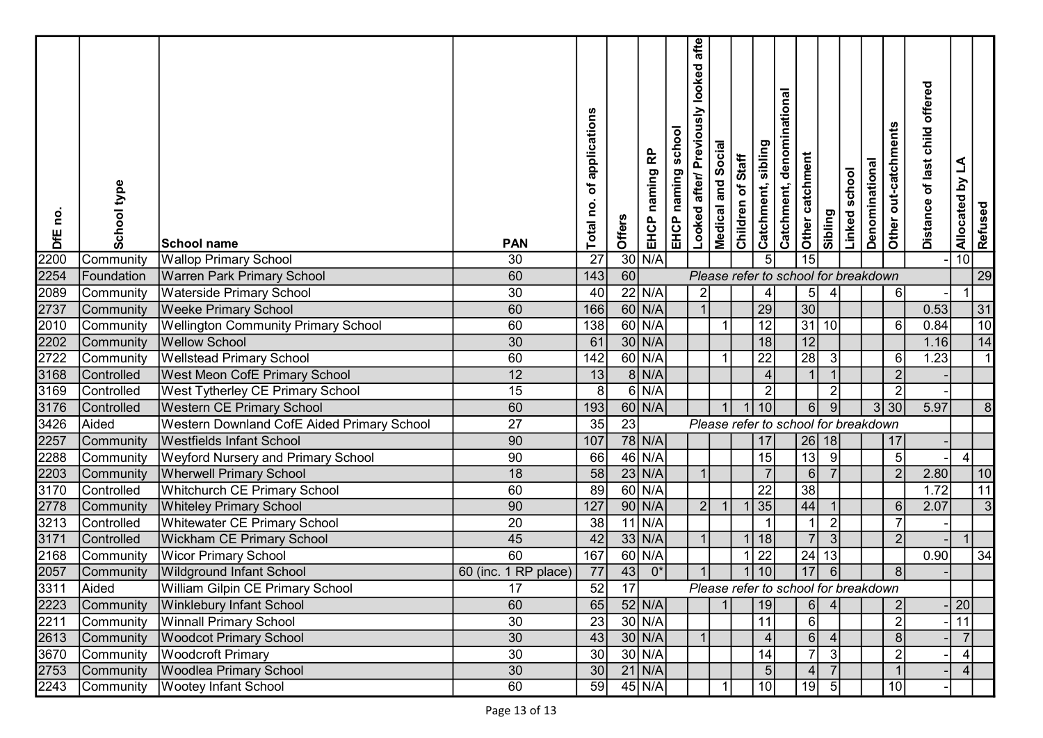| DfE no. | School type | School name | PAN | Total no. of applications | Offers | EHCP naming RP | EHCP naming school | Looked after/ Previously looked afte | Medical and Social | Children of Staff | Catchment, sibling | Catchment, denominational | Other catchment | Sibling | Linked school | Denominational | Other out-catchments | Distance of last child offered | Allocated by LA | Refused |
|---|---|---|---|---|---|---|---|---|---|---|---|---|---|---|---|---|---|---|---|---|
| 2200 | Community | Wallop Primary School | 30 | 27 | 30 | N/A | | | | | 5 | | 15 | | | | | - | 10 | |
| 2254 | Foundation | Warren Park Primary School | 60 | 143 | 60 | Please refer to school for breakdown | | | | | | | | | | | | | | 29 |
| 2089 | Community | Waterside Primary School | 30 | 40 | 22 | N/A | | 2 | | | 4 | | 5 | 4 | | | 6 | - | 1 | |
| 2737 | Community | Weeke Primary School | 60 | 166 | 60 | N/A | | 1 | | | 29 | | 30 | | | | | 0.53 | | 31 |
| 2010 | Community | Wellington Community Primary School | 60 | 138 | 60 | N/A | | | 1 | | 12 | | 31 | 10 | | | 6 | 0.84 | | 10 |
| 2202 | Community | Wellow School | 30 | 61 | 30 | N/A | | | | | 18 | | 12 | | | | | 1.16 | | 14 |
| 2722 | Community | Wellstead Primary School | 60 | 142 | 60 | N/A | | | 1 | | 22 | | 28 | 3 | | | 6 | 1.23 | | 1 |
| 3168 | Controlled | West Meon CofE Primary School | 12 | 13 | 8 | N/A | | | | | 4 | | 1 | 1 | | | 2 | - | | |
| 3169 | Controlled | West Tytherley CE Primary School | 15 | 8 | 6 | N/A | | | | | 2 | | | 2 | | | 2 | - | | |
| 3176 | Controlled | Western CE Primary School | 60 | 193 | 60 | N/A | | | 1 | 1 | 10 | | 6 | 9 | | 3 | 30 | 5.97 | | 8 |
| 3426 | Aided | Western Downland CofE Aided Primary School | 27 | 35 | 23 | Please refer to school for breakdown | | | | | | | | | | | | | | |
| 2257 | Community | Westfields Infant School | 90 | 107 | 78 | N/A | | | | | 17 | | 26 | 18 | | | 17 | - | | |
| 2288 | Community | Weyford Nursery and Primary School | 90 | 66 | 46 | N/A | | | | | 15 | | 13 | 9 | | | 5 | - | 4 | |
| 2203 | Community | Wherwell Primary School | 18 | 58 | 23 | N/A | | 1 | | | 7 | | 6 | 7 | | | 2 | 2.80 | | 10 |
| 3170 | Controlled | Whitchurch CE Primary School | 60 | 89 | 60 | N/A | | | | | 22 | | 38 | | | | | 1.72 | | 11 |
| 2778 | Community | Whiteley Primary School | 90 | 127 | 90 | N/A | | 2 | 1 | 1 | 35 | | 44 | 1 | | | 6 | 2.07 | | 3 |
| 3213 | Controlled | Whitewater CE Primary School | 20 | 38 | 11 | N/A | | | | | 1 | | 1 | 2 | | | 7 | - | | |
| 3171 | Controlled | Wickham CE Primary School | 45 | 42 | 33 | N/A | | 1 | | 1 | 18 | | 7 | 3 | | | 2 | - | 1 | |
| 2168 | Community | Wicor Primary School | 60 | 167 | 60 | N/A | | | | 1 | 22 | | 24 | 13 | | | | 0.90 | | 34 |
| 2057 | Community | Wildground Infant School | 60 (inc. 1 RP place) | 77 | 43 | 0* | | 1 | | 1 | 10 | | 17 | 6 | | | 8 | - | | |
| 3311 | Aided | William Gilpin CE Primary School | 17 | 52 | 17 | Please refer to school for breakdown | | | | | | | | | | | | | | |
| 2223 | Community | Winklebury Infant School | 60 | 65 | 52 | N/A | | | 1 | | 19 | | 6 | 4 | | | 2 | - | 20 | |
| 2211 | Community | Winnall Primary School | 30 | 23 | 30 | N/A | | | | | 11 | | 6 | | | | 2 | - | 11 | |
| 2613 | Community | Woodcot Primary School | 30 | 43 | 30 | N/A | | 1 | | | 4 | | 6 | 4 | | | 8 | - | 7 | |
| 3670 | Community | Woodcroft Primary | 30 | 30 | 30 | N/A | | | | | 14 | | 7 | 3 | | | 2 | - | 4 | |
| 2753 | Community | Woodlea Primary School | 30 | 30 | 21 | N/A | | | | | 5 | | 4 | 7 | | | 1 | - | 4 | |
| 2243 | Community | Wootey Infant School | 60 | 59 | 45 | N/A | | | 1 | | 10 | | 19 | 5 | | | 10 | - | | |